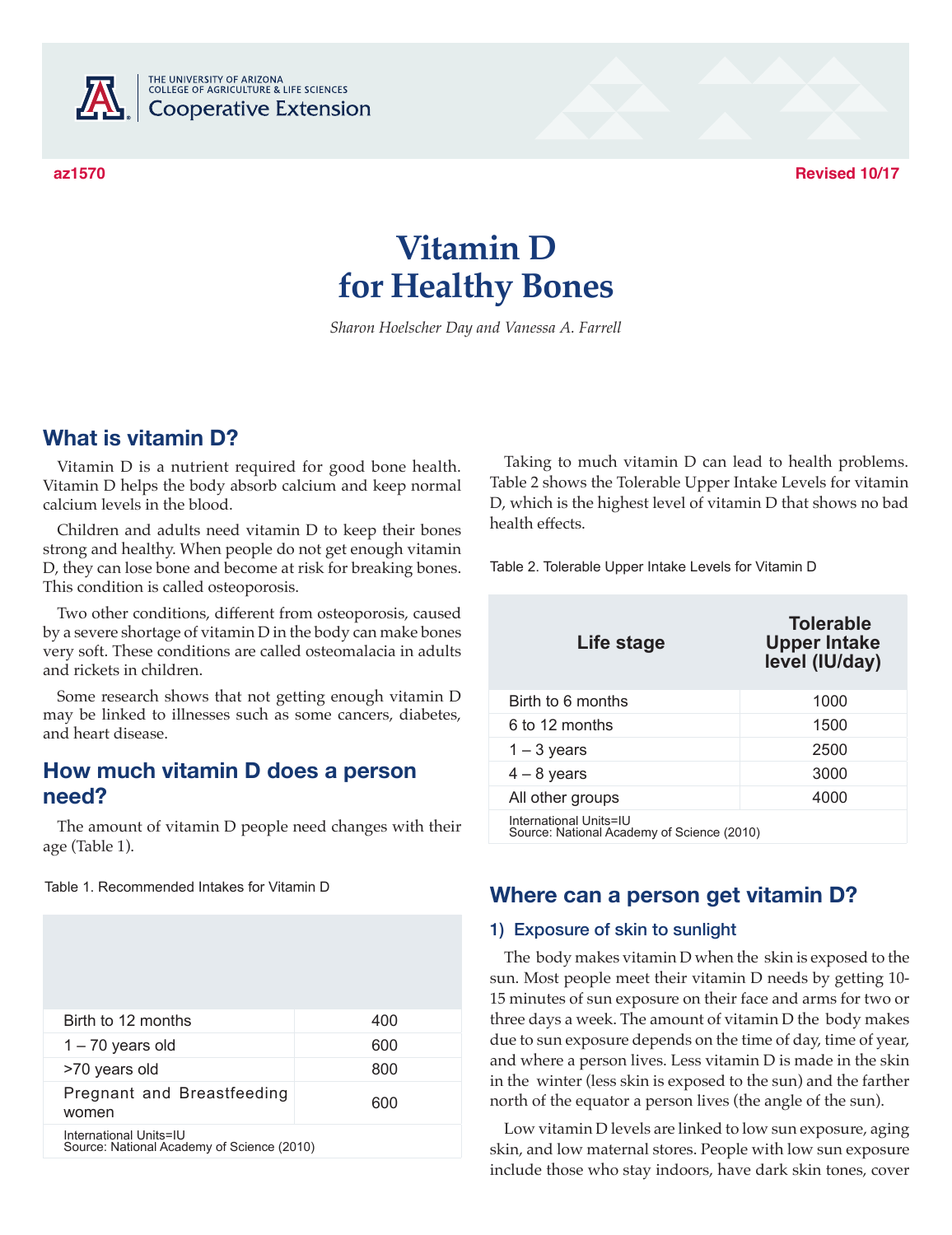az1570 | Revised 10/17

# Vitamin D for Healthy Bones

*Sharon Hoelscher Day and Vanessa A. Farrell*

## What is vitamin D?

Vitamin D is a nutrient required for good bone health. Vitamin D helps the body absorb calcium and keep normal calcium levels in the blood.

Children and adults need vitamin D to keep their bones strong and healthy. When people do not get enough vitamin D, they can lose bone and become at risk for breaking bones. This condition is called osteoporosis.

Two other conditions, different from osteoporosis, caused by a severe shortage of vitamin D in the body can make bones very soft. These conditions are called osteomalacia in adults and rickets in children.

Some research shows that not getting enough vitamin D may be linked to illnesses such as some cancers, diabetes, and heart disease.

## How much vitamin D does a person need?

The amount of vitamin D people need changes with their age (Table 1).

Table 1. Recommended Intakes for Vitamin D

| | |
|---|---|
| Birth to 12 months | 400 |
| 1 – 70 years old | 600 |
| >70 years old | 800 |
| Pregnant and Breastfeeding women | 600 |

International Units=IU
Source: National Academy of Science (2010)

Taking to much vitamin D can lead to health problems. Table 2 shows the Tolerable Upper Intake Levels for vitamin D, which is the highest level of vitamin D that shows no bad health effects.

Table 2. Tolerable Upper Intake Levels for Vitamin D

| Life stage | Tolerable Upper Intake level (IU/day) |
|---|---|
| Birth to 6 months | 1000 |
| 6 to 12 months | 1500 |
| 1 – 3 years | 2500 |
| 4 – 8 years | 3000 |
| All other groups | 4000 |

International Units=IU
Source: National Academy of Science (2010)

## Where can a person get vitamin D?

### 1) Exposure of skin to sunlight

The body makes vitamin D when the skin is exposed to the sun. Most people meet their vitamin D needs by getting 10-15 minutes of sun exposure on their face and arms for two or three days a week. The amount of vitamin D the body makes due to sun exposure depends on the time of day, time of year, and where a person lives. Less vitamin D is made in the skin in the winter (less skin is exposed to the sun) and the farther north of the equator a person lives (the angle of the sun).

Low vitamin D levels are linked to low sun exposure, aging skin, and low maternal stores. People with low sun exposure include those who stay indoors, have dark skin tones, cover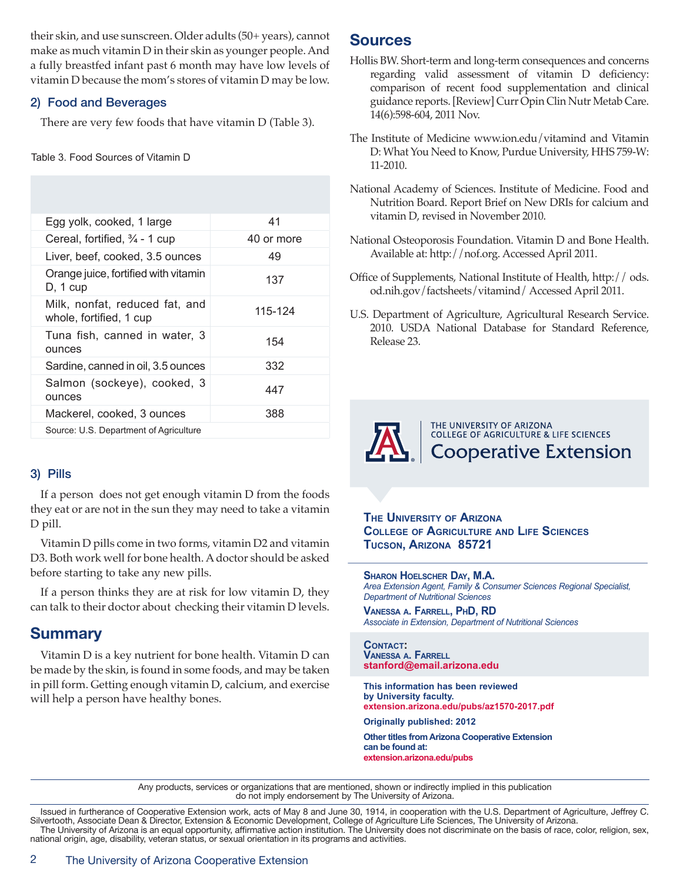their skin, and use sunscreen. Older adults (50+ years), cannot make as much vitamin D in their skin as younger people. And a fully breastfed infant past 6 month may have low levels of vitamin D because the mom's stores of vitamin D may be low.

### 2) Food and Beverages

There are very few foods that have vitamin D (Table 3).

Table 3. Food Sources of Vitamin D

| | |
|---|---|
| Egg yolk, cooked, 1 large | 41 |
| Cereal, fortified, ¾ - 1 cup | 40 or more |
| Liver, beef, cooked, 3.5 ounces | 49 |
| Orange juice, fortified with vitamin D, 1 cup | 137 |
| Milk, nonfat, reduced fat, and whole, fortified, 1 cup | 115-124 |
| Tuna fish, canned in water, 3 ounces | 154 |
| Sardine, canned in oil, 3.5 ounces | 332 |
| Salmon (sockeye), cooked, 3 ounces | 447 |
| Mackerel, cooked, 3 ounces | 388 |
| Source: U.S. Department of Agriculture | |

### 3) Pills

If a person does not get enough vitamin D from the foods they eat or are not in the sun they may need to take a vitamin D pill.

Vitamin D pills come in two forms, vitamin D2 and vitamin D3. Both work well for bone health. A doctor should be asked before starting to take any new pills.

If a person thinks they are at risk for low vitamin D, they can talk to their doctor about checking their vitamin D levels.

## Summary

Vitamin D is a key nutrient for bone health. Vitamin D can be made by the skin, is found in some foods, and may be taken in pill form. Getting enough vitamin D, calcium, and exercise will help a person have healthy bones.

## Sources

Hollis BW. Short-term and long-term consequences and concerns regarding valid assessment of vitamin D deficiency: comparison of recent food supplementation and clinical guidance reports. [Review] Curr Opin Clin Nutr Metab Care. 14(6):598-604, 2011 Nov.

The Institute of Medicine www.ion.edu/vitamind and Vitamin D: What You Need to Know, Purdue University, HHS 759-W: 11-2010.

National Academy of Sciences. Institute of Medicine. Food and Nutrition Board. Report Brief on New DRIs for calcium and vitamin D, revised in November 2010.

National Osteoporosis Foundation. Vitamin D and Bone Health. Available at: http://nof.org. Accessed April 2011.

Office of Supplements, National Institute of Health, http:// ods.od.nih.gov/factsheets/vitamind/ Accessed April 2011.

U.S. Department of Agriculture, Agricultural Research Service. 2010. USDA National Database for Standard Reference, Release 23.

THE UNIVERSITY OF ARIZONA
COLLEGE OF AGRICULTURE & LIFE SCIENCES
Cooperative Extension

**The University of Arizona**
**College of Agriculture and Life Sciences**
**Tucson, Arizona 85721**

**Sharon Hoelscher Day, M.A.**
*Area Extension Agent, Family & Consumer Sciences Regional Specialist, Department of Nutritional Sciences*

**Vanessa A. Farrell, PhD, RD**
*Associate in Extension, Department of Nutritional Sciences*

**Contact:**
**Vanessa A. Farrell**
**stanford@email.arizona.edu**

**This information has been reviewed by University faculty.**
**extension.arizona.edu/pubs/az1570-2017.pdf**

**Originally published: 2012**

**Other titles from Arizona Cooperative Extension can be found at:**
**extension.arizona.edu/pubs**

Any products, services or organizations that are mentioned, shown or indirectly implied in this publication do not imply endorsement by The University of Arizona.

Issued in furtherance of Cooperative Extension work, acts of May 8 and June 30, 1914, in cooperation with the U.S. Department of Agriculture, Jeffrey C. Silvertooth, Associate Dean & Director, Extension & Economic Development, College of Agriculture Life Sciences, The University of Arizona.
The University of Arizona is an equal opportunity, affirmative action institution. The University does not discriminate on the basis of race, color, religion, sex, national origin, age, disability, veteran status, or sexual orientation in its programs and activities.